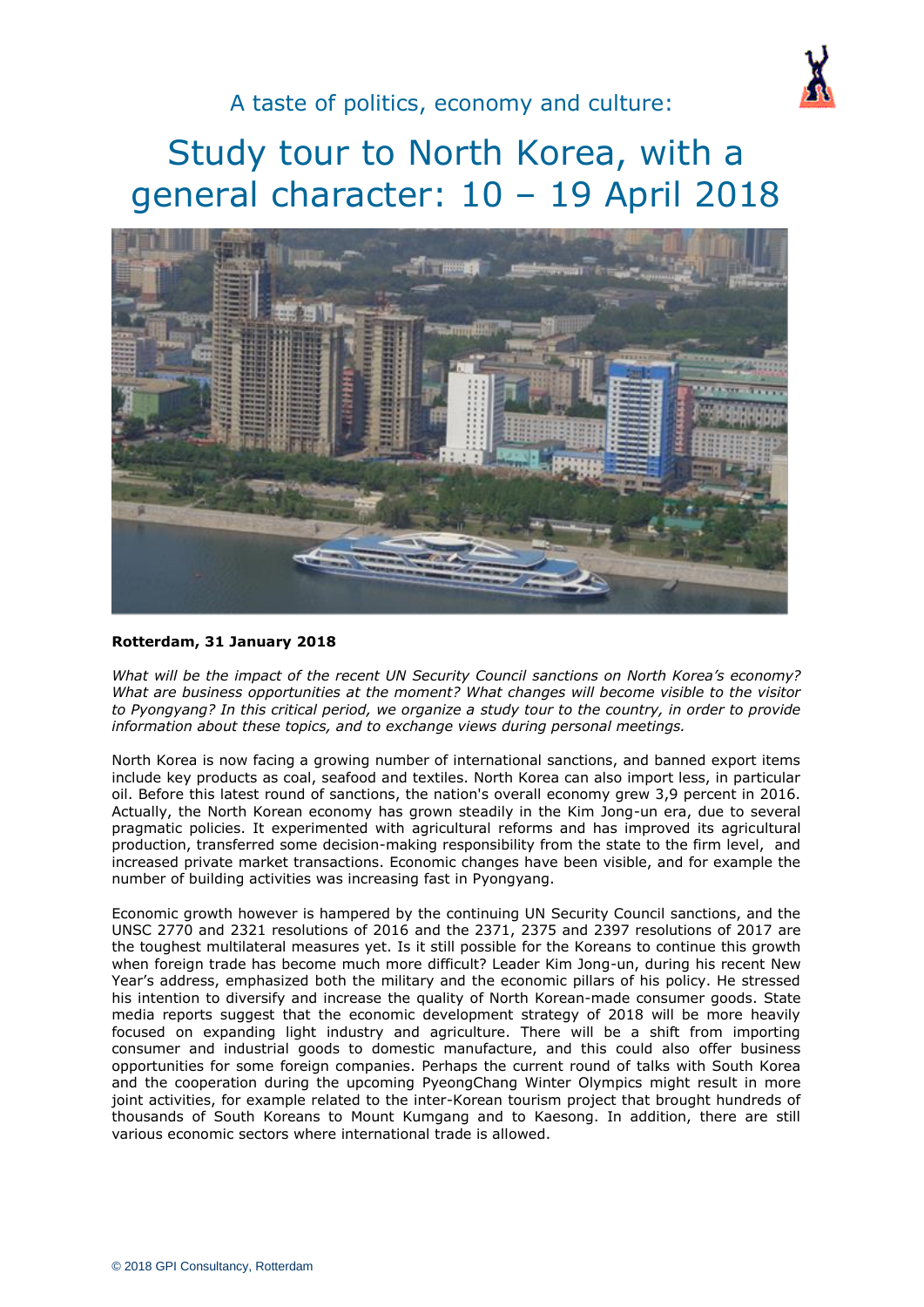A taste of politics, economy and culture:

# Study tour to North Korea, with a general character: 10 – 19 April 2018

**Rotterdam, 31 January 2018**

*What will be the impact of the recent UN Security Council sanctions on North Korea's economy? What are business opportunities at the moment? What changes will become visible to the visitor to Pyongyang? In this critical period, we organize a study tour to the country, in order to provide information about these topics, and to exchange views during personal meetings.*

North Korea is now facing a growing number of international sanctions, and banned export items include key products as coal, seafood and textiles. North Korea can also import less, in particular oil. Before this latest round of sanctions, the nation's overall economy grew 3,9 percent in 2016. Actually, the North Korean economy has grown steadily in the Kim Jong-un era, due to several pragmatic policies. It experimented with agricultural reforms and has improved its agricultural production, transferred some decision-making responsibility from the state to the firm level, and increased private market transactions. Economic changes have been visible, and for example the number of building activities was increasing fast in Pyongyang.

Economic growth however is hampered by the continuing UN Security Council sanctions, and the UNSC 2770 and 2321 resolutions of 2016 and the 2371, 2375 and 2397 resolutions of 2017 are the toughest multilateral measures yet. Is it still possible for the Koreans to continue this growth when foreign trade has become much more difficult? Leader Kim Jong-un, during his recent New Year's address, emphasized both the military and the economic pillars of his policy. He stressed his intention to diversify and increase the quality of North Korean-made consumer goods. State media reports suggest that the economic development strategy of 2018 will be more heavily focused on expanding light industry and agriculture. There will be a shift from importing consumer and industrial goods to domestic manufacture, and this could also offer business opportunities for some foreign companies. Perhaps the current round of talks with South Korea and the cooperation during the upcoming PyeongChang Winter Olympics might result in more joint activities, for example related to the inter-Korean tourism project that brought hundreds of thousands of South Koreans to Mount Kumgang and to Kaesong. In addition, there are still various economic sectors where international trade is allowed.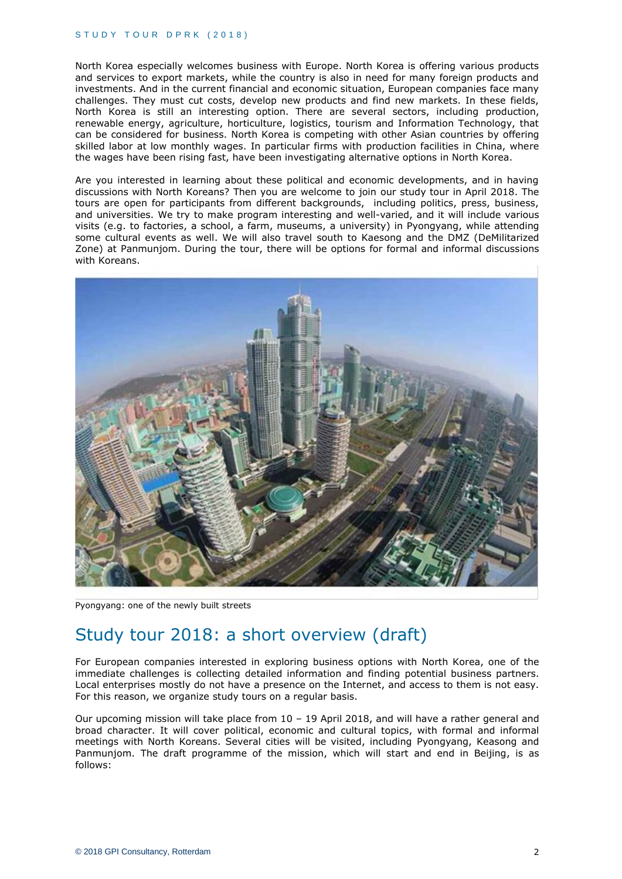North Korea especially welcomes business with Europe. North Korea is offering various products and services to export markets, while the country is also in need for many foreign products and investments. And in the current financial and economic situation, European companies face many challenges. They must cut costs, develop new products and find new markets. In these fields, North Korea is still an interesting option. There are several sectors, including production, renewable energy, agriculture, horticulture, logistics, tourism and Information Technology, that can be considered for business. North Korea is competing with other Asian countries by offering skilled labor at low monthly wages. In particular firms with production facilities in China, where the wages have been rising fast, have been investigating alternative options in North Korea.

Are you interested in learning about these political and economic developments, and in having discussions with North Koreans? Then you are welcome to join our study tour in April 2018. The tours are open for participants from different backgrounds, including politics, press, business, and universities. We try to make program interesting and well-varied, and it will include various visits (e.g. to factories, a school, a farm, museums, a university) in Pyongyang, while attending some cultural events as well. We will also travel south to Kaesong and the DMZ (DeMilitarized Zone) at Panmunjom. During the tour, there will be options for formal and informal discussions with Koreans.

Pyongyang: one of the newly built streets

## Study tour 2018: a short overview (draft)

For European companies interested in exploring business options with North Korea, one of the immediate challenges is collecting detailed information and finding potential business partners. Local enterprises mostly do not have a presence on the Internet, and access to them is not easy. For this reason, we organize study tours on a regular basis.

Our upcoming mission will take place from 10 – 19 April 2018, and will have a rather general and broad character. It will cover political, economic and cultural topics, with formal and informal meetings with North Koreans. Several cities will be visited, including Pyongyang, Keasong and Panmunjom. The draft programme of the mission, which will start and end in Beijing, is as follows: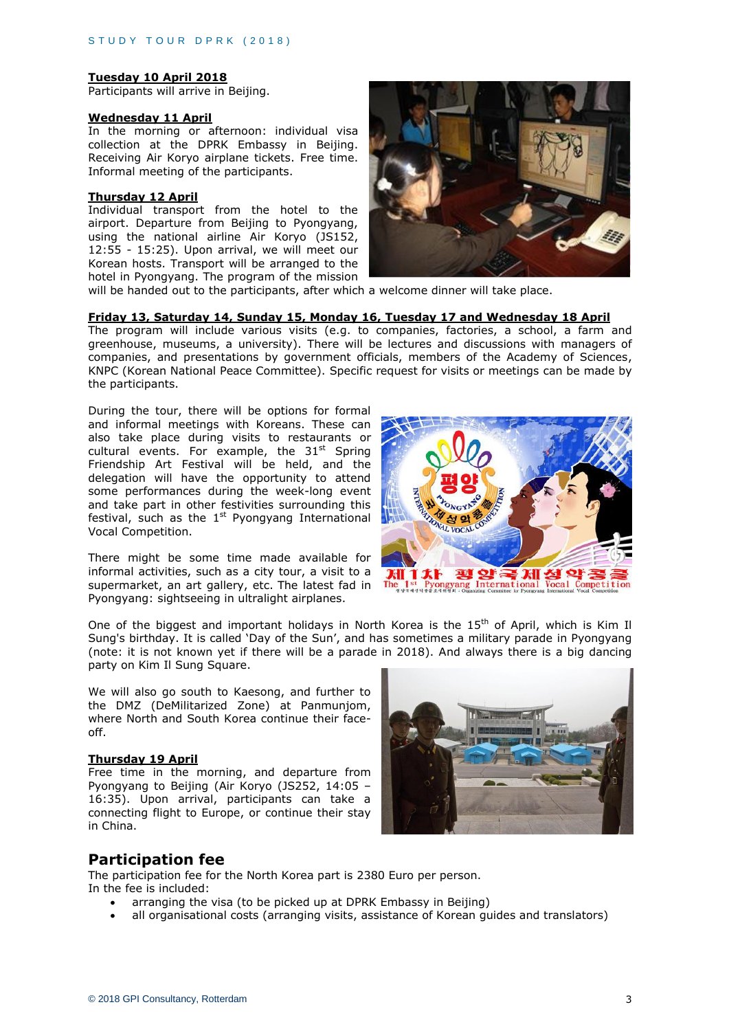**Tuesday 10 April 2018**
Participants will arrive in Beijing.

**Wednesday 11 April**
In the morning or afternoon: individual visa collection at the DPRK Embassy in Beijing. Receiving Air Koryo airplane tickets. Free time. Informal meeting of the participants.

**Thursday 12 April**
Individual transport from the hotel to the airport. Departure from Beijing to Pyongyang, using the national airline Air Koryo (JS152, 12:55 - 15:25). Upon arrival, we will meet our Korean hosts. Transport will be arranged to the hotel in Pyongyang. The program of the mission will be handed out to the participants, after which a welcome dinner will take place.

**Friday 13, Saturday 14, Sunday 15, Monday 16, Tuesday 17 and Wednesday 18 April**
The program will include various visits (e.g. to companies, factories, a school, a farm and greenhouse, museums, a university). There will be lectures and discussions with managers of companies, and presentations by government officials, members of the Academy of Sciences, KNPC (Korean National Peace Committee). Specific request for visits or meetings can be made by the participants.

During the tour, there will be options for formal and informal meetings with Koreans. These can also take place during visits to restaurants or cultural events. For example, the 31st Spring Friendship Art Festival will be held, and the delegation will have the opportunity to attend some performances during the week-long event and take part in other festivities surrounding this festival, such as the 1st Pyongyang International Vocal Competition.

There might be some time made available for informal activities, such as a city tour, a visit to a supermarket, an art gallery, etc. The latest fad in Pyongyang: sightseeing in ultralight airplanes.

One of the biggest and important holidays in North Korea is the 15th of April, which is Kim Il Sung's birthday. It is called 'Day of the Sun', and has sometimes a military parade in Pyongyang (note: it is not known yet if there will be a parade in 2018). And always there is a big dancing party on Kim Il Sung Square.

We will also go south to Kaesong, and further to the DMZ (DeMilitarized Zone) at Panmunjom, where North and South Korea continue their face-off.

**Thursday 19 April**
Free time in the morning, and departure from Pyongyang to Beijing (Air Koryo (JS252, 14:05 – 16:35). Upon arrival, participants can take a connecting flight to Europe, or continue their stay in China.

## Participation fee

The participation fee for the North Korea part is 2380 Euro per person.
In the fee is included:

- arranging the visa (to be picked up at DPRK Embassy in Beijing)
- all organisational costs (arranging visits, assistance of Korean guides and translators)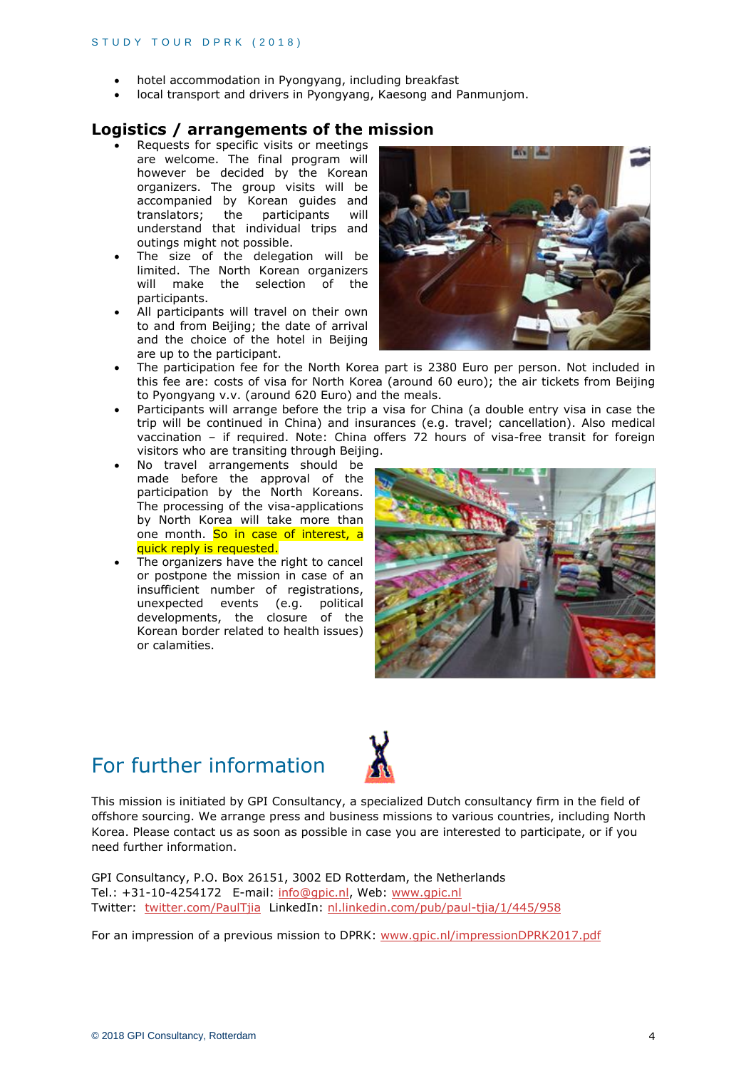- hotel accommodation in Pyongyang, including breakfast
- local transport and drivers in Pyongyang, Kaesong and Panmunjom.

## Logistics / arrangements of the mission

- Requests for specific visits or meetings are welcome. The final program will however be decided by the Korean organizers. The group visits will be accompanied by Korean guides and translators; the participants will understand that individual trips and outings might not possible.
- The size of the delegation will be limited. The North Korean organizers will make the selection of the participants.
- All participants will travel on their own to and from Beijing; the date of arrival and the choice of the hotel in Beijing are up to the participant.
- The participation fee for the North Korea part is 2380 Euro per person. Not included in this fee are: costs of visa for North Korea (around 60 euro); the air tickets from Beijing to Pyongyang v.v. (around 620 Euro) and the meals.
- Participants will arrange before the trip a visa for China (a double entry visa in case the trip will be continued in China) and insurances (e.g. travel; cancellation). Also medical vaccination – if required. Note: China offers 72 hours of visa-free transit for foreign visitors who are transiting through Beijing.
- No travel arrangements should be made before the approval of the participation by the North Koreans. The processing of the visa-applications by North Korea will take more than one month. So in case of interest, a quick reply is requested.
- The organizers have the right to cancel or postpone the mission in case of an insufficient number of registrations, unexpected events (e.g. political developments, the closure of the Korean border related to health issues) or calamities.

## For further information

This mission is initiated by GPI Consultancy, a specialized Dutch consultancy firm in the field of offshore sourcing. We arrange press and business missions to various countries, including North Korea. Please contact us as soon as possible in case you are interested to participate, or if you need further information.

GPI Consultancy, P.O. Box 26151, 3002 ED Rotterdam, the Netherlands
Tel.: +31-10-4254172 E-mail: info@gpic.nl, Web: www.gpic.nl
Twitter: twitter.com/PaulTjia LinkedIn: nl.linkedin.com/pub/paul-tjia/1/445/958

For an impression of a previous mission to DPRK: www.gpic.nl/impressionDPRK2017.pdf